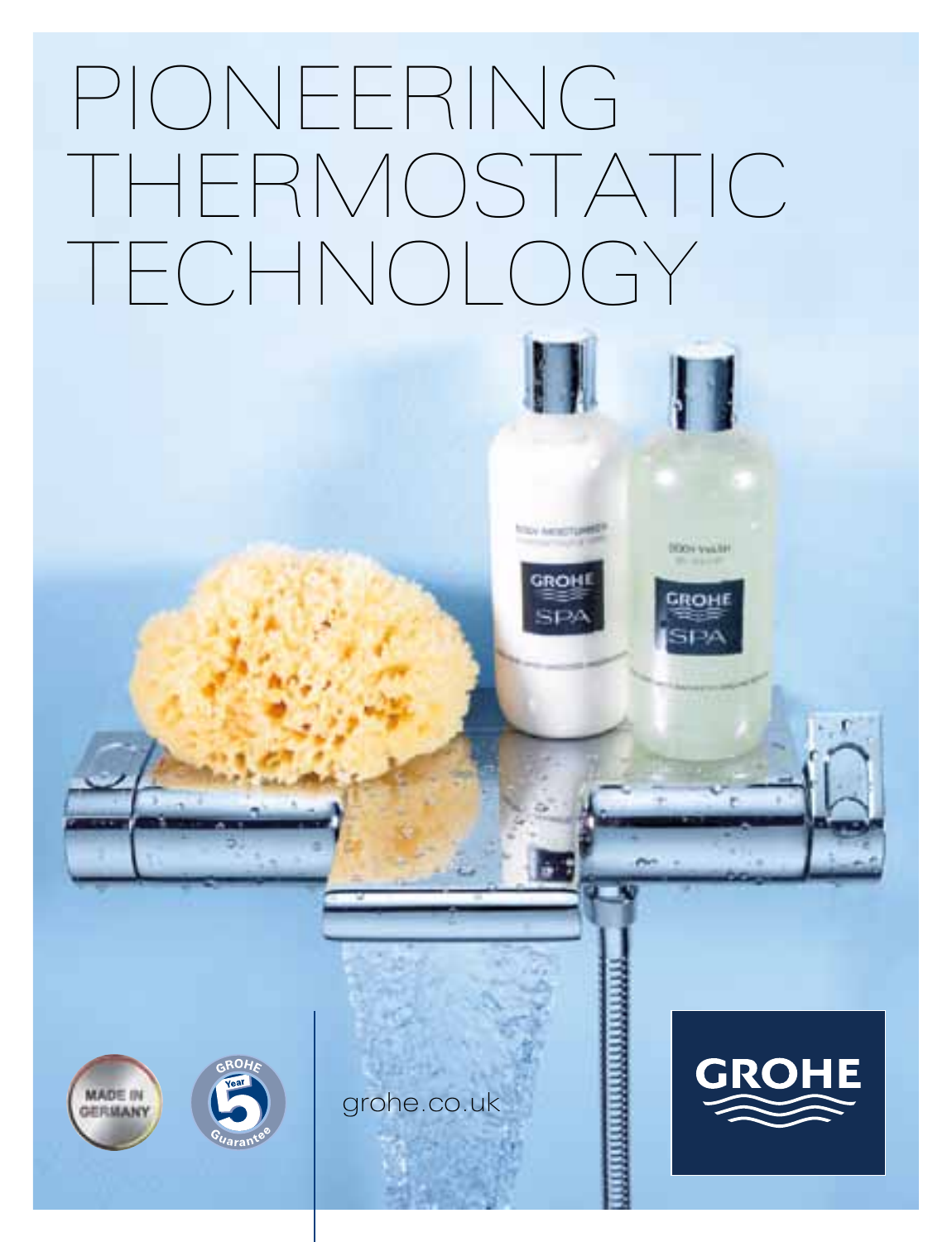# PIONEERING THERMOSTATIC TECHNOLOGY

MADE IN GERMANY

GROHE 5 Year Guarantee

grohe.co.uk

GROHE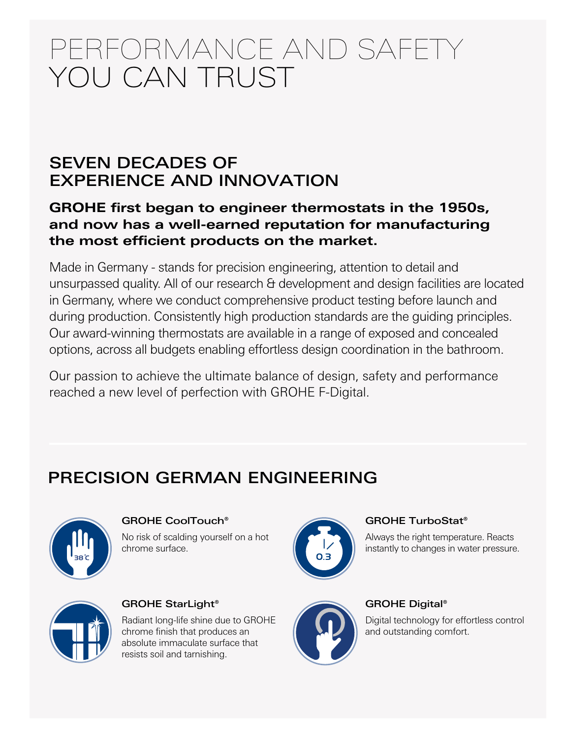# PERFORMANCE AND SAFETY YOU CAN TRUST

## SEVEN DECADES OF EXPERIENCE AND INNOVATION

**GROHE first began to engineer thermostats in the 1950s, and now has a well-earned reputation for manufacturing the most efficient products on the market.**

Made in Germany - stands for precision engineering, attention to detail and unsurpassed quality. All of our research & development and design facilities are located in Germany, where we conduct comprehensive product testing before launch and during production. Consistently high production standards are the guiding principles. Our award-winning thermostats are available in a range of exposed and concealed options, across all budgets enabling effortless design coordination in the bathroom.

Our passion to achieve the ultimate balance of design, safety and performance reached a new level of perfection with GROHE F-Digital.

## PRECISION GERMAN ENGINEERING

### GROHE CoolTouch®

No risk of scalding yourself on a hot chrome surface.

### GROHE TurboStat®

Always the right temperature. Reacts instantly to changes in water pressure.

### GROHE StarLight®

Radiant long-life shine due to GROHE chrome finish that produces an absolute immaculate surface that resists soil and tarnishing.

### GROHE Digital®

Digital technology for effortless control and outstanding comfort.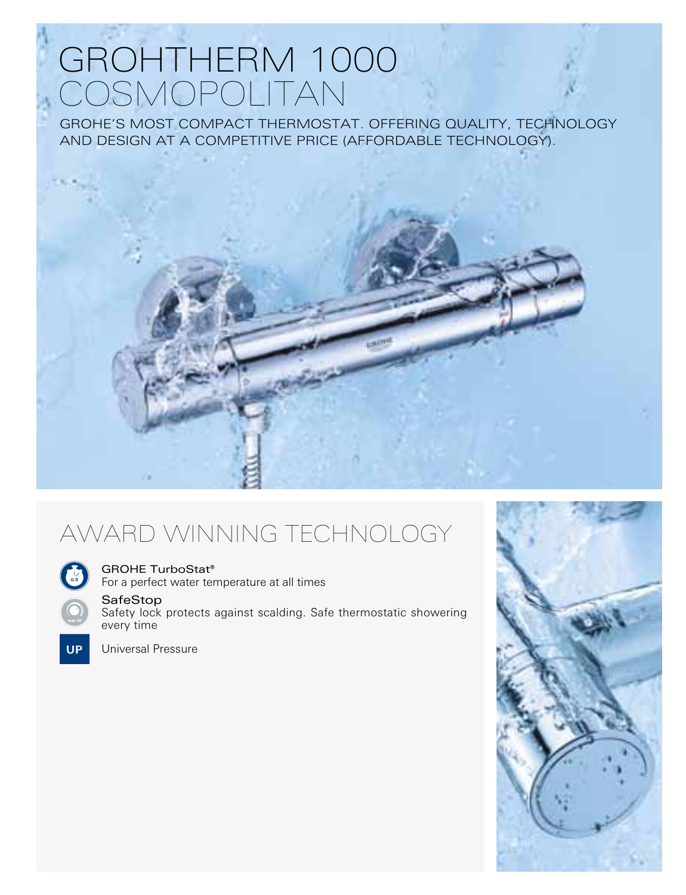# GROHTHERM 1000 COSMOPOLITAN

GROHE'S MOST COMPACT THERMOSTAT. OFFERING QUALITY, TECHNOLOGY AND DESIGN AT A COMPETITIVE PRICE (AFFORDABLE TECHNOLOGY).

## AWARD WINNING TECHNOLOGY

**GROHE TurboStat®**
For a perfect water temperature at all times

**SafeStop**
Safety lock protects against scalding. Safe thermostatic showering every time

**UP** Universal Pressure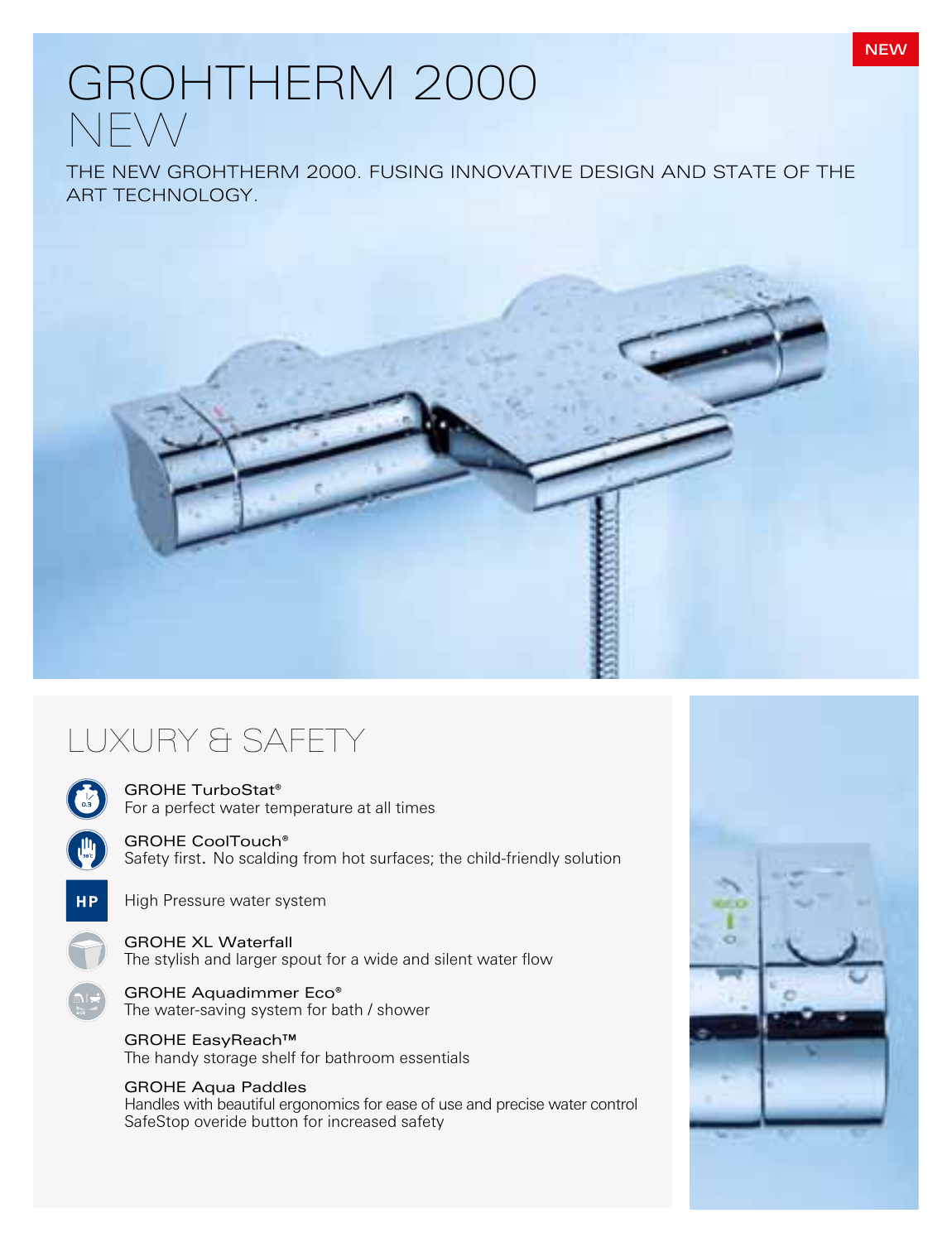NEW

# GROHTHERM 2000 NEW

THE NEW GROHTHERM 2000. FUSING INNOVATIVE DESIGN AND STATE OF THE ART TECHNOLOGY.

## LUXURY & SAFETY

GROHE TurboStat®
For a perfect water temperature at all times

GROHE CoolTouch®
Safety first. No scalding from hot surfaces; the child-friendly solution

HP

High Pressure water system

GROHE XL Waterfall
The stylish and larger spout for a wide and silent water flow

GROHE Aquadimmer Eco®
The water-saving system for bath / shower

GROHE EasyReach™
The handy storage shelf for bathroom essentials

GROHE Aqua Paddles
Handles with beautiful ergonomics for ease of use and precise water control
SafeStop overide button for increased safety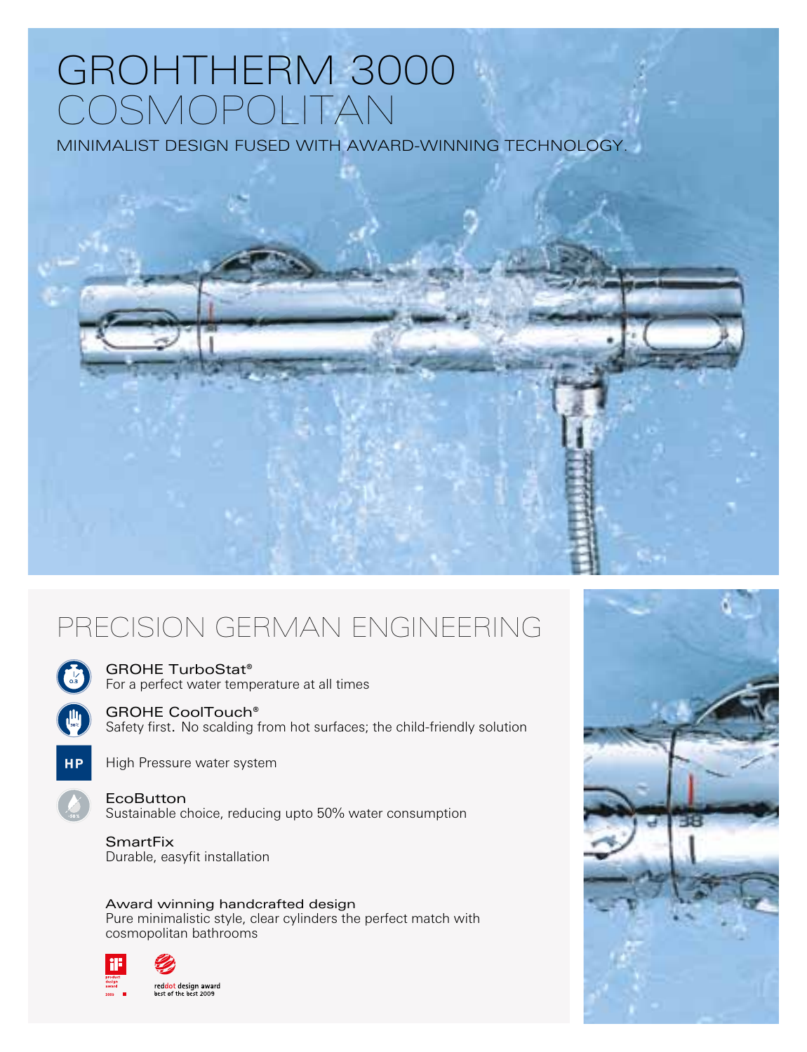# GROHTHERM 3000 COSMOPOLITAN

MINIMALIST DESIGN FUSED WITH AWARD-WINNING TECHNOLOGY.

## PRECISION GERMAN ENGINEERING

**GROHE TurboStat®**
For a perfect water temperature at all times

**GROHE CoolTouch®**
Safety first. No scalding from hot surfaces; the child-friendly solution

HP

High Pressure water system

**EcoButton**
Sustainable choice, reducing upto 50% water consumption

**SmartFix**
Durable, easyfit installation

**Award winning handcrafted design**
Pure minimalistic style, clear cylinders the perfect match with cosmopolitan bathrooms

iF product design award 2009

reddot design award best of the best 2009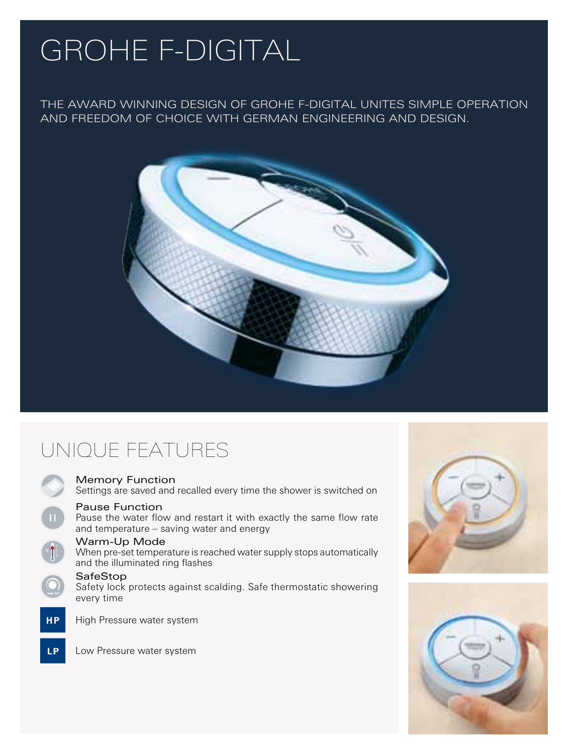# GROHE F-DIGITAL

THE AWARD WINNING DESIGN OF GROHE F-DIGITAL UNITES SIMPLE OPERATION AND FREEDOM OF CHOICE WITH GERMAN ENGINEERING AND DESIGN.

## UNIQUE FEATURES

**Memory Function**
Settings are saved and recalled every time the shower is switched on

**Pause Function**
Pause the water flow and restart it with exactly the same flow rate and temperature – saving water and energy

**Warm-Up Mode**
When pre-set temperature is reached water supply stops automatically and the illuminated ring flashes

**SafeStop**
Safety lock protects against scalding. Safe thermostatic showering every time

**HP** High Pressure water system

**LP** Low Pressure water system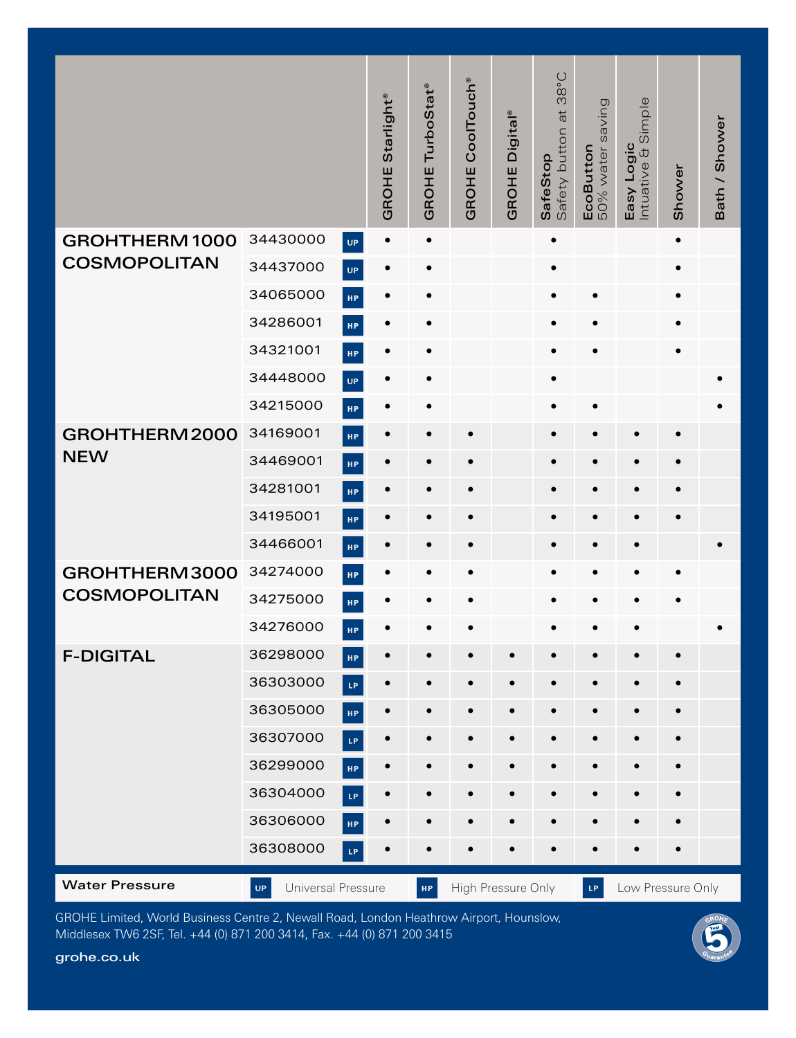| | | | GROHE Starlight® | GROHE TurboStat® | GROHE CoolTouch® | GROHE Digital® | SafeStop Safety button at 38°C | EcoButton 50% water saving | Easy Logic Intuative & Simple | Shower | Bath / Shower |
|---|---|---|---|---|---|---|---|---|---|---|---|
| **GROHTHERM 1000 COSMOPOLITAN** | 34430000 | UP | • | • | | | • | | | • | |
| | 34437000 | UP | • | • | | | • | | | • | |
| | 34065000 | HP | • | • | | | • | • | | • | |
| | 34286001 | HP | • | • | | | • | • | | • | |
| | 34321001 | HP | • | • | | | • | • | | • | |
| | 34448000 | UP | • | • | | | • | | | | • |
| | 34215000 | HP | • | • | | | • | • | | | • |
| **GROHTHERM 2000 NEW** | 34169001 | HP | • | • | • | | • | • | • | • | |
| | 34469001 | HP | • | • | • | | • | • | • | • | |
| | 34281001 | HP | • | • | • | | • | • | • | • | |
| | 34195001 | HP | • | • | • | | • | • | • | • | |
| | 34466001 | HP | • | • | • | | • | • | • | | • |
| **GROHTHERM 3000 COSMOPOLITAN** | 34274000 | HP | • | • | • | | • | • | • | • | |
| | 34275000 | HP | • | • | • | | • | • | • | • | |
| | 34276000 | HP | • | • | • | | • | • | • | | • |
| **F-DIGITAL** | 36298000 | HP | • | • | • | • | • | • | • | • | |
| | 36303000 | LP | • | • | • | • | • | • | • | • | |
| | 36305000 | HP | • | • | • | • | • | • | • | • | |
| | 36307000 | LP | • | • | • | • | • | • | • | • | |
| | 36299000 | HP | • | • | • | • | • | • | • | • | |
| | 36304000 | LP | • | • | • | • | • | • | • | • | |
| | 36306000 | HP | • | • | • | • | • | • | • | • | |
| | 36308000 | LP | • | • | • | • | • | • | • | • | |

**Water Pressure** UP Universal Pressure HP High Pressure Only LP Low Pressure Only

GROHE Limited, World Business Centre 2, Newall Road, London Heathrow Airport, Hounslow, Middlesex TW6 2SF, Tel. +44 (0) 871 200 3414, Fax. +44 (0) 871 200 3415

grohe.co.uk

GROHE Year 5 Guarantee